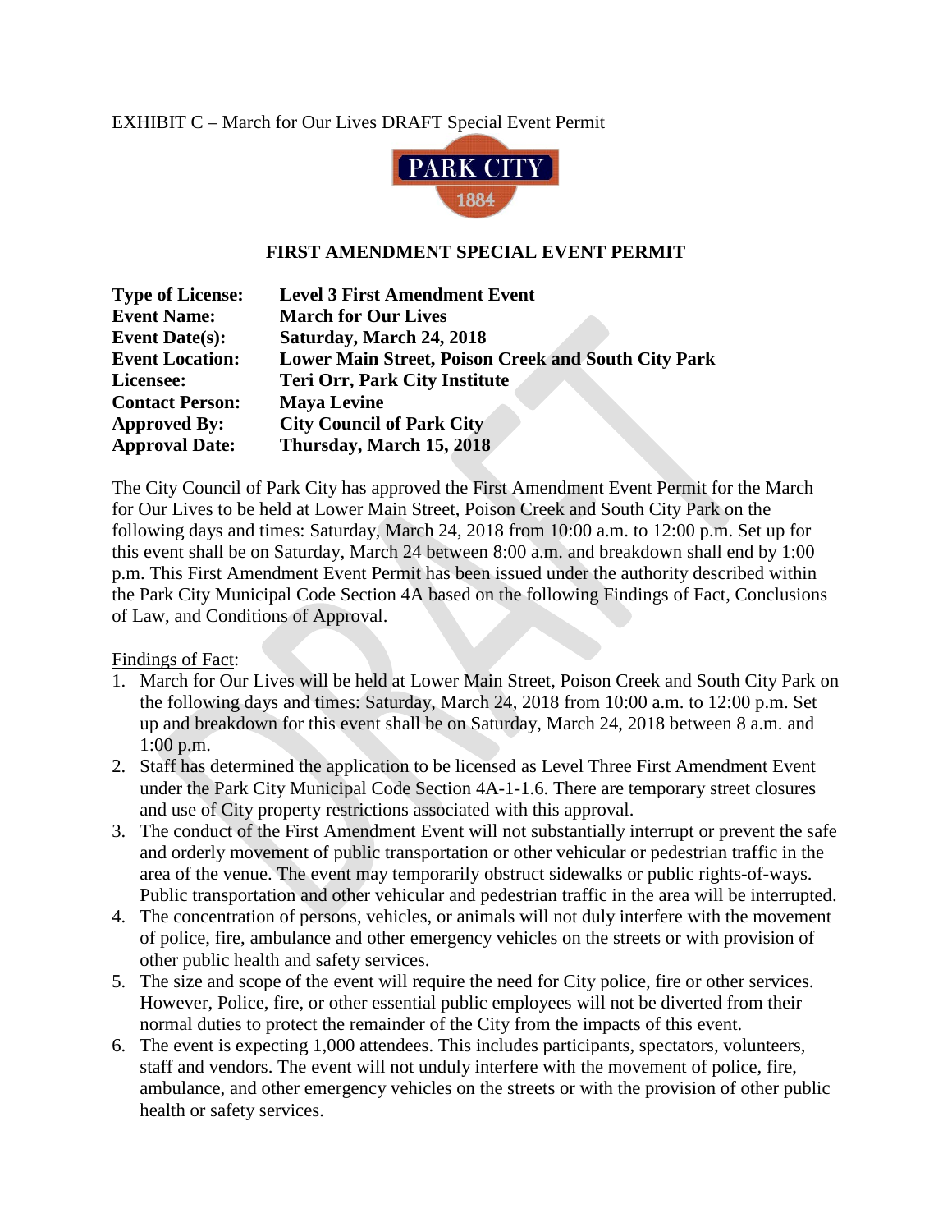EXHIBIT C – March for Our Lives DRAFT Special Event Permit

PARK CITY
1884

## FIRST AMENDMENT SPECIAL EVENT PERMIT

| | |
|---|---|
| **Type of License:** | **Level 3 First Amendment Event** |
| **Event Name:** | **March for Our Lives** |
| **Event Date(s):** | **Saturday, March 24, 2018** |
| **Event Location:** | **Lower Main Street, Poison Creek and South City Park** |
| **Licensee:** | **Teri Orr, Park City Institute** |
| **Contact Person:** | **Maya Levine** |
| **Approved By:** | **City Council of Park City** |
| **Approval Date:** | **Thursday, March 15, 2018** |

The City Council of Park City has approved the First Amendment Event Permit for the March for Our Lives to be held at Lower Main Street, Poison Creek and South City Park on the following days and times: Saturday, March 24, 2018 from 10:00 a.m. to 12:00 p.m. Set up for this event shall be on Saturday, March 24 between 8:00 a.m. and breakdown shall end by 1:00 p.m. This First Amendment Event Permit has been issued under the authority described within the Park City Municipal Code Section 4A based on the following Findings of Fact, Conclusions of Law, and Conditions of Approval.

Findings of Fact:

1. March for Our Lives will be held at Lower Main Street, Poison Creek and South City Park on the following days and times: Saturday, March 24, 2018 from 10:00 a.m. to 12:00 p.m. Set up and breakdown for this event shall be on Saturday, March 24, 2018 between 8 a.m. and 1:00 p.m.
2. Staff has determined the application to be licensed as Level Three First Amendment Event under the Park City Municipal Code Section 4A-1-1.6. There are temporary street closures and use of City property restrictions associated with this approval.
3. The conduct of the First Amendment Event will not substantially interrupt or prevent the safe and orderly movement of public transportation or other vehicular or pedestrian traffic in the area of the venue. The event may temporarily obstruct sidewalks or public rights-of-ways. Public transportation and other vehicular and pedestrian traffic in the area will be interrupted.
4. The concentration of persons, vehicles, or animals will not duly interfere with the movement of police, fire, ambulance and other emergency vehicles on the streets or with provision of other public health and safety services.
5. The size and scope of the event will require the need for City police, fire or other services. However, Police, fire, or other essential public employees will not be diverted from their normal duties to protect the remainder of the City from the impacts of this event.
6. The event is expecting 1,000 attendees. This includes participants, spectators, volunteers, staff and vendors. The event will not unduly interfere with the movement of police, fire, ambulance, and other emergency vehicles on the streets or with the provision of other public health or safety services.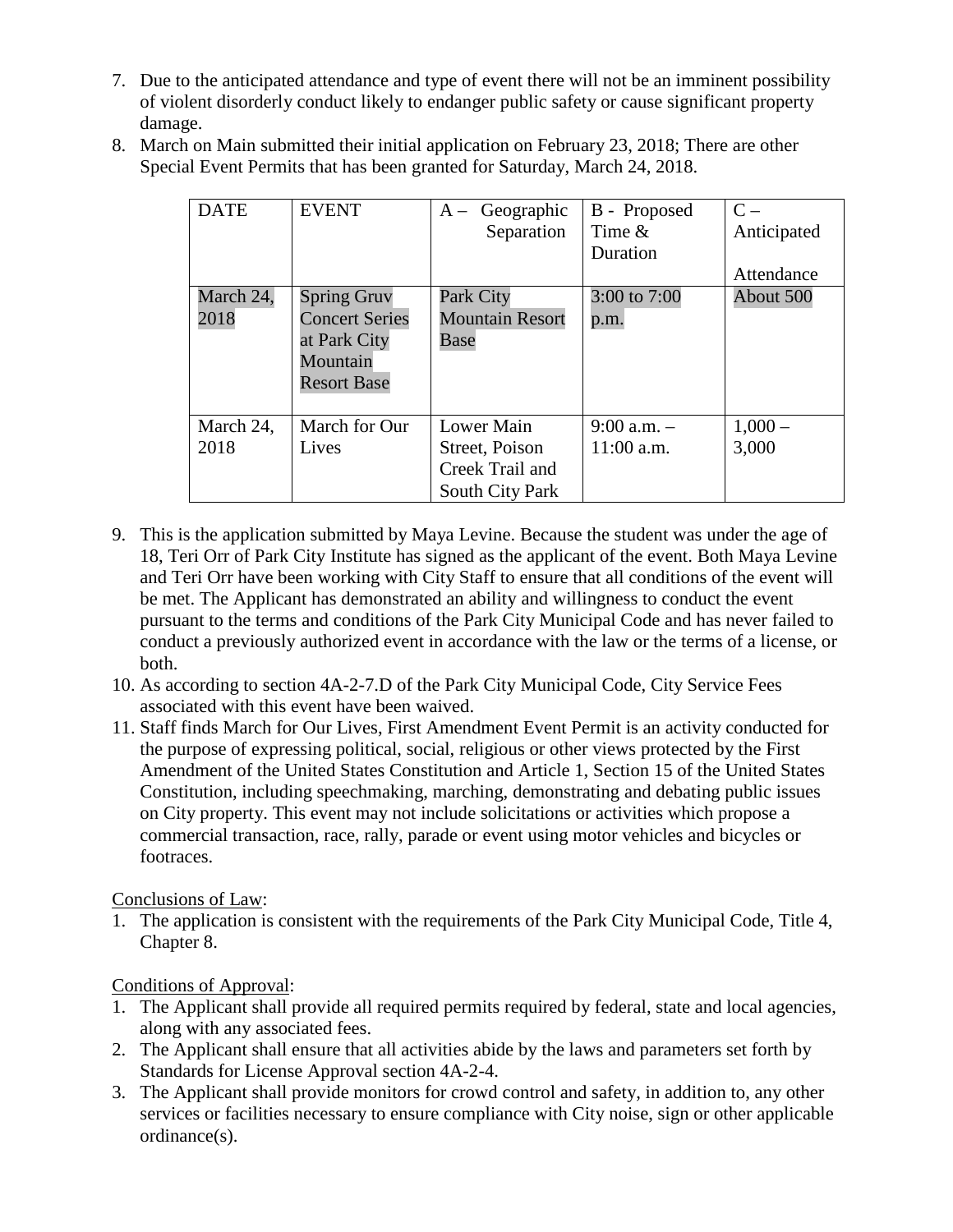7. Due to the anticipated attendance and type of event there will not be an imminent possibility of violent disorderly conduct likely to endanger public safety or cause significant property damage.
8. March on Main submitted their initial application on February 23, 2018; There are other Special Event Permits that has been granted for Saturday, March 24, 2018.

| DATE | EVENT | A – Geographic Separation | B - Proposed Time & Duration | C – Anticipated Attendance |
|---|---|---|---|---|
| March 24, 2018 | Spring Gruv Concert Series at Park City Mountain Resort Base | Park City Mountain Resort Base | 3:00 to 7:00 p.m. | About 500 |
| March 24, 2018 | March for Our Lives | Lower Main Street, Poison Creek Trail and South City Park | 9:00 a.m. – 11:00 a.m. | 1,000 – 3,000 |

9. This is the application submitted by Maya Levine. Because the student was under the age of 18, Teri Orr of Park City Institute has signed as the applicant of the event. Both Maya Levine and Teri Orr have been working with City Staff to ensure that all conditions of the event will be met. The Applicant has demonstrated an ability and willingness to conduct the event pursuant to the terms and conditions of the Park City Municipal Code and has never failed to conduct a previously authorized event in accordance with the law or the terms of a license, or both.
10. As according to section 4A-2-7.D of the Park City Municipal Code, City Service Fees associated with this event have been waived.
11. Staff finds March for Our Lives, First Amendment Event Permit is an activity conducted for the purpose of expressing political, social, religious or other views protected by the First Amendment of the United States Constitution and Article 1, Section 15 of the United States Constitution, including speechmaking, marching, demonstrating and debating public issues on City property. This event may not include solicitations or activities which propose a commercial transaction, race, rally, parade or event using motor vehicles and bicycles or footraces.

Conclusions of Law:

1. The application is consistent with the requirements of the Park City Municipal Code, Title 4, Chapter 8.

Conditions of Approval:

1. The Applicant shall provide all required permits required by federal, state and local agencies, along with any associated fees.
2. The Applicant shall ensure that all activities abide by the laws and parameters set forth by Standards for License Approval section 4A-2-4.
3. The Applicant shall provide monitors for crowd control and safety, in addition to, any other services or facilities necessary to ensure compliance with City noise, sign or other applicable ordinance(s).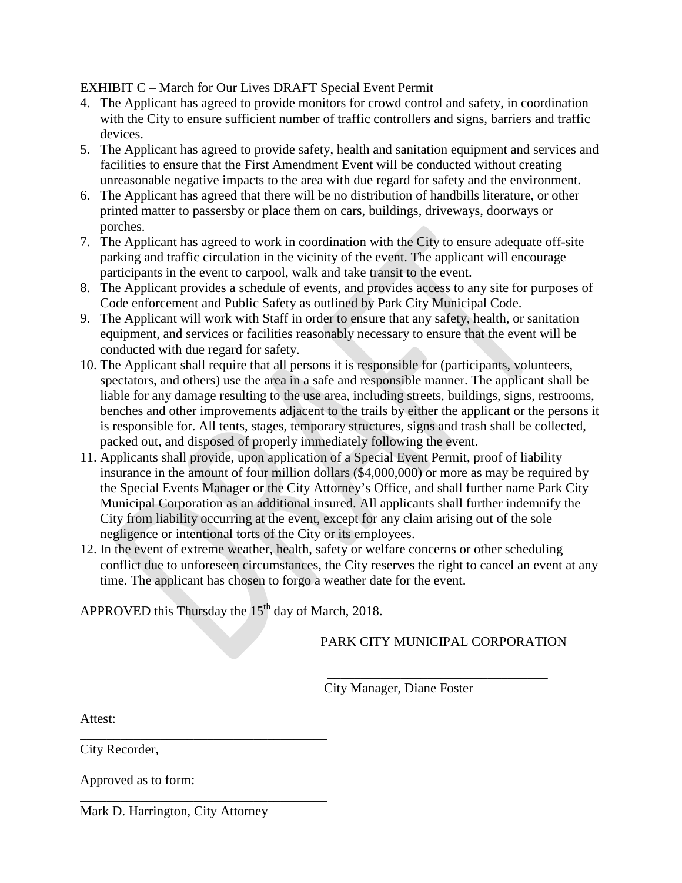EXHIBIT C – March for Our Lives DRAFT Special Event Permit

4. The Applicant has agreed to provide monitors for crowd control and safety, in coordination with the City to ensure sufficient number of traffic controllers and signs, barriers and traffic devices.
5. The Applicant has agreed to provide safety, health and sanitation equipment and services and facilities to ensure that the First Amendment Event will be conducted without creating unreasonable negative impacts to the area with due regard for safety and the environment.
6. The Applicant has agreed that there will be no distribution of handbills literature, or other printed matter to passersby or place them on cars, buildings, driveways, doorways or porches.
7. The Applicant has agreed to work in coordination with the City to ensure adequate off-site parking and traffic circulation in the vicinity of the event. The applicant will encourage participants in the event to carpool, walk and take transit to the event.
8. The Applicant provides a schedule of events, and provides access to any site for purposes of Code enforcement and Public Safety as outlined by Park City Municipal Code.
9. The Applicant will work with Staff in order to ensure that any safety, health, or sanitation equipment, and services or facilities reasonably necessary to ensure that the event will be conducted with due regard for safety.
10. The Applicant shall require that all persons it is responsible for (participants, volunteers, spectators, and others) use the area in a safe and responsible manner. The applicant shall be liable for any damage resulting to the use area, including streets, buildings, signs, restrooms, benches and other improvements adjacent to the trails by either the applicant or the persons it is responsible for. All tents, stages, temporary structures, signs and trash shall be collected, packed out, and disposed of properly immediately following the event.
11. Applicants shall provide, upon application of a Special Event Permit, proof of liability insurance in the amount of four million dollars ($4,000,000) or more as may be required by the Special Events Manager or the City Attorney's Office, and shall further name Park City Municipal Corporation as an additional insured. All applicants shall further indemnify the City from liability occurring at the event, except for any claim arising out of the sole negligence or intentional torts of the City or its employees.
12. In the event of extreme weather, health, safety or welfare concerns or other scheduling conflict due to unforeseen circumstances, the City reserves the right to cancel an event at any time. The applicant has chosen to forgo a weather date for the event.

APPROVED this Thursday the 15th day of March, 2018.

PARK CITY MUNICIPAL CORPORATION

\_\_\_\_\_\_\_\_\_\_\_\_\_\_\_\_\_\_\_\_\_\_\_\_\_\_\_\_\_\_\_\_\_\_

City Manager, Diane Foster

Attest:

\_\_\_\_\_\_\_\_\_\_\_\_\_\_\_\_\_\_\_\_\_\_\_\_\_\_\_\_\_\_\_\_\_\_\_\_\_\_

City Recorder,

Approved as to form:

\_\_\_\_\_\_\_\_\_\_\_\_\_\_\_\_\_\_\_\_\_\_\_\_\_\_\_\_\_\_\_\_\_\_\_\_\_\_

Mark D. Harrington, City Attorney